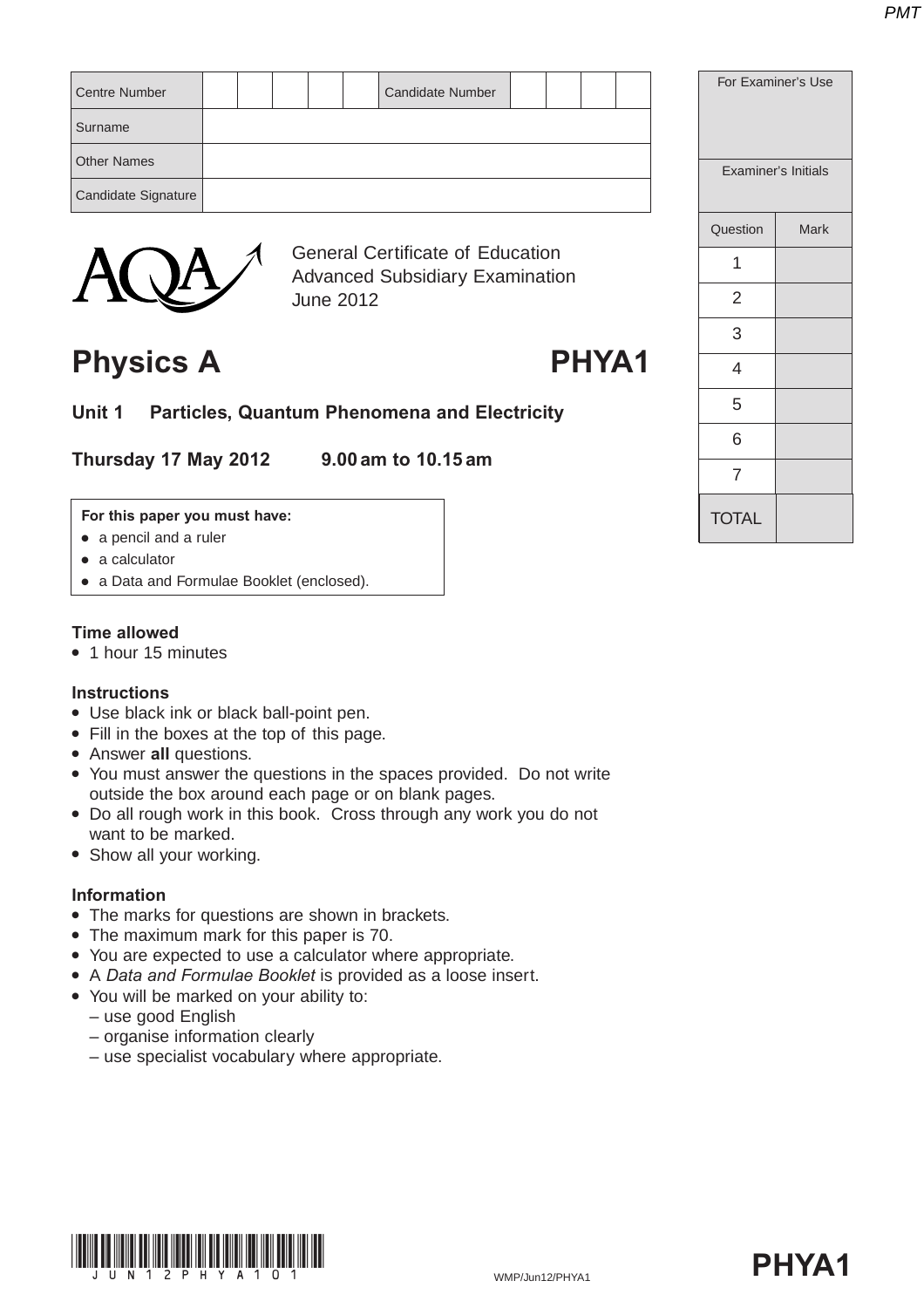| Centre Number | | | | | | Candidate Number | | | | |
|---|---|---|---|---|---|---|---|---|---|---|
| Surname | | | | | | | | | | |
| Other Names | | | | | | | | | | |
| Candidate Signature | | | | | | | | | | |

| For Examiner's Use | |
|---|---|
| Examiner's Initials | |
| Question | Mark |
| 1 | |
| 2 | |
| 3 | |
| 4 | |
| 5 | |
| 6 | |
| 7 | |
| TOTAL | |

AQA

General Certificate of Education
Advanced Subsidiary Examination
June 2012

# Physics A — PHYA1

## Unit 1 Particles, Quantum Phenomena and Electricity

**Thursday 17 May 2012 9.00 am to 10.15 am**

**For this paper you must have:**
- a pencil and a ruler
- a calculator
- a Data and Formulae Booklet (enclosed).

**Time allowed**
- 1 hour 15 minutes

**Instructions**
- Use black ink or black ball-point pen.
- Fill in the boxes at the top of this page.
- Answer **all** questions.
- You must answer the questions in the spaces provided. Do not write outside the box around each page or on blank pages.
- Do all rough work in this book. Cross through any work you do not want to be marked.
- Show all your working.

**Information**
- The marks for questions are shown in brackets.
- The maximum mark for this paper is 70.
- You are expected to use a calculator where appropriate.
- A *Data and Formulae Booklet* is provided as a loose insert.
- You will be marked on your ability to:
  - use good English
  - organise information clearly
  - use specialist vocabulary where appropriate.

WMP/Jun12/PHYA1

**PHYA1**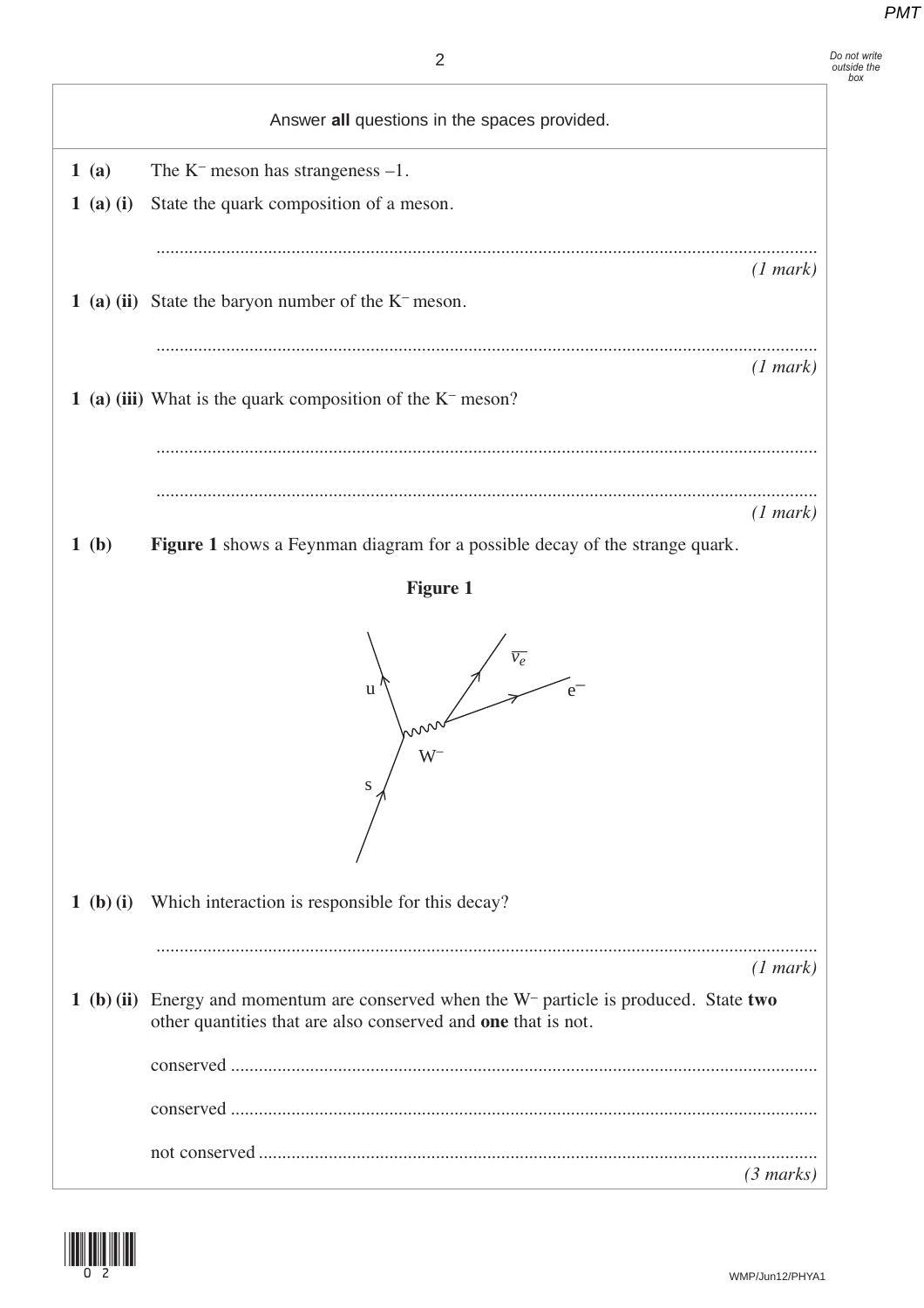Answer **all** questions in the spaces provided.

**1 (a)** The $K^-$ meson has strangeness –1.

**1 (a) (i)** State the quark composition of a meson.

............................................................................................................................................

*(1 mark)*

**1 (a) (ii)** State the baryon number of the $K^-$ meson.

............................................................................................................................................

*(1 mark)*

**1 (a) (iii)** What is the quark composition of the $K^-$ meson?

............................................................................................................................................

............................................................................................................................................

*(1 mark)*

**1 (b)** **Figure 1** shows a Feynman diagram for a possible decay of the strange quark.

**Figure 1**

**1 (b) (i)** Which interaction is responsible for this decay?

............................................................................................................................................

*(1 mark)*

**1 (b) (ii)** Energy and momentum are conserved when the $W^-$ particle is produced. State **two** other quantities that are also conserved and **one** that is not.

conserved ............................................................................................................................

conserved ............................................................................................................................

not conserved ......................................................................................................................

*(3 marks)*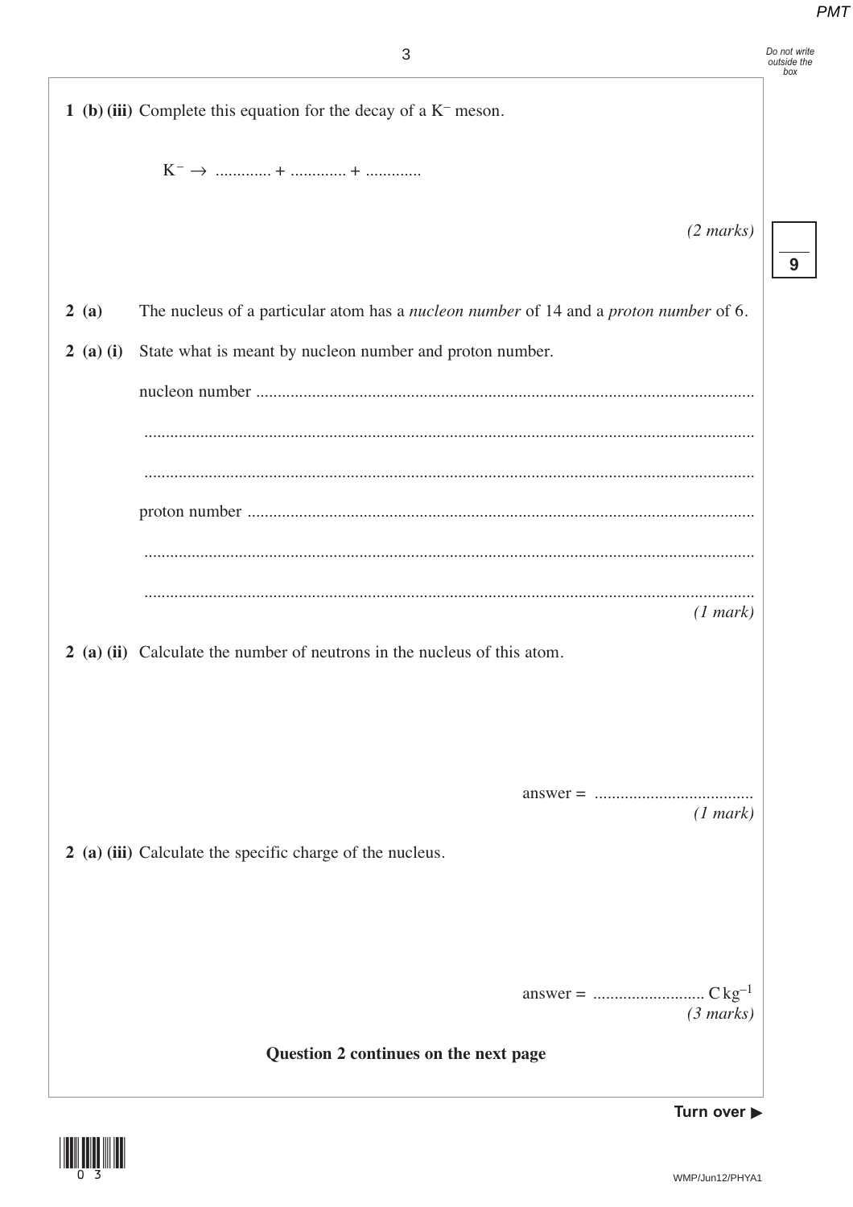**1 (b) (iii)** Complete this equation for the decay of a $K^-$ meson.

$K^- \rightarrow$ ............. + ............. + .............

*(2 marks)*

**2 (a)** The nucleus of a particular atom has a *nucleon number* of 14 and a *proton number* of 6.

**2 (a) (i)** State what is meant by nucleon number and proton number.

nucleon number ...................................................................................................................

.............................................................................................................................................

.............................................................................................................................................

proton number .....................................................................................................................

.............................................................................................................................................

.............................................................................................................................................

*(1 mark)*

**2 (a) (ii)** Calculate the number of neutrons in the nucleus of this atom.

answer = .....................................

*(1 mark)*

**2 (a) (iii)** Calculate the specific charge of the nucleus.

answer = .......................... $\text{C kg}^{-1}$

*(3 marks)*

**Question 2 continues on the next page**

Turn over ▶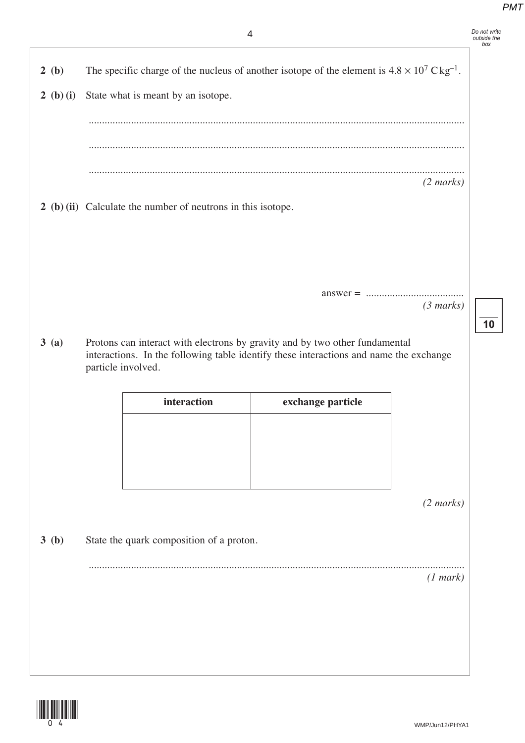**2 (b)** The specific charge of the nucleus of another isotope of the element is $4.8 \times 10^7 \text{ C kg}^{-1}$.

**2 (b) (i)** State what is meant by an isotope.

.............................................................................................................................................

.............................................................................................................................................

.............................................................................................................................................

*(2 marks)*

**2 (b) (ii)** Calculate the number of neutrons in this isotope.

answer = .....................................

*(3 marks)*

**3 (a)** Protons can interact with electrons by gravity and by two other fundamental interactions. In the following table identify these interactions and name the exchange particle involved.

| interaction | exchange particle |
| --- | --- |
| | |
| | |

*(2 marks)*

**3 (b)** State the quark composition of a proton.

.............................................................................................................................................

*(1 mark)*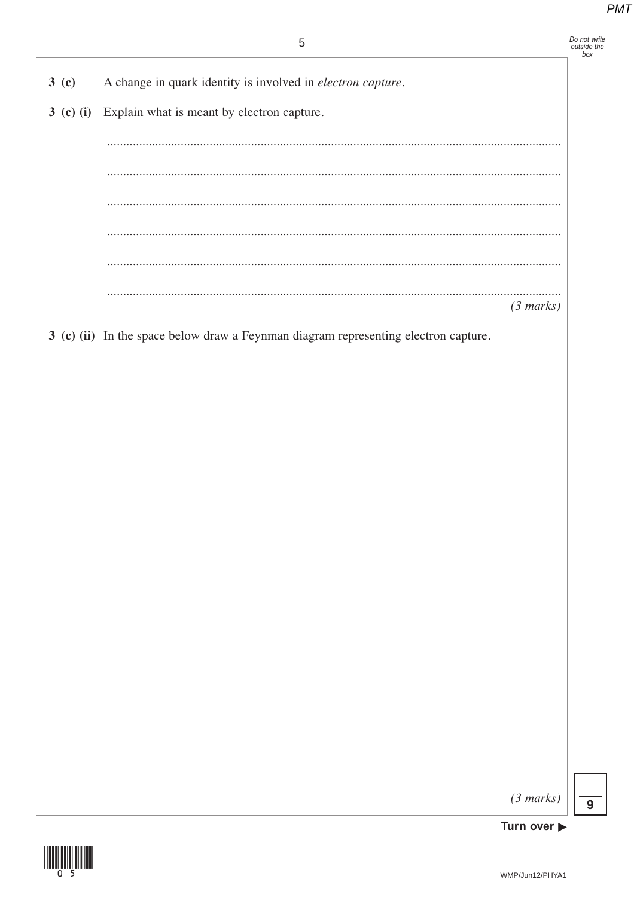**3 (c)** A change in quark identity is involved in *electron capture*.

**3 (c) (i)** Explain what is meant by electron capture.

.............................................................................................................................................

.............................................................................................................................................

.............................................................................................................................................

.............................................................................................................................................

.............................................................................................................................................

.............................................................................................................................................

*(3 marks)*

**3 (c) (ii)** In the space below draw a Feynman diagram representing electron capture.

*(3 marks)*

**Turn over ▶**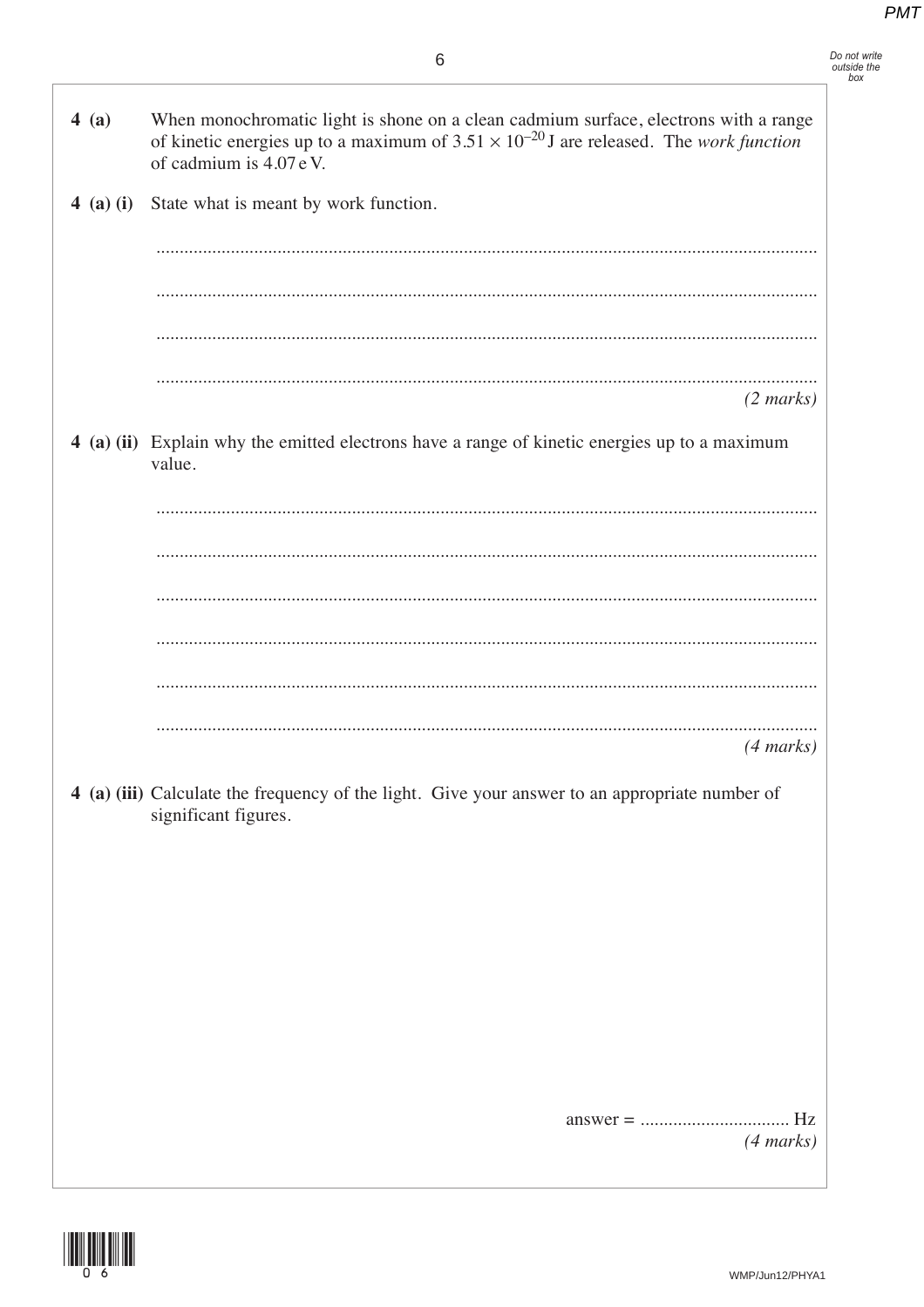**4 (a)** When monochromatic light is shone on a clean cadmium surface, electrons with a range of kinetic energies up to a maximum of $3.51 \times 10^{-20}$ J are released. The *work function* of cadmium is 4.07 e V.

**4 (a) (i)** State what is meant by work function.

............................................................................................................................................

............................................................................................................................................

............................................................................................................................................

............................................................................................................................................

*(2 marks)*

**4 (a) (ii)** Explain why the emitted electrons have a range of kinetic energies up to a maximum value.

............................................................................................................................................

............................................................................................................................................

............................................................................................................................................

............................................................................................................................................

............................................................................................................................................

............................................................................................................................................

*(4 marks)*

**4 (a) (iii)** Calculate the frequency of the light. Give your answer to an appropriate number of significant figures.

answer = ................................ Hz

*(4 marks)*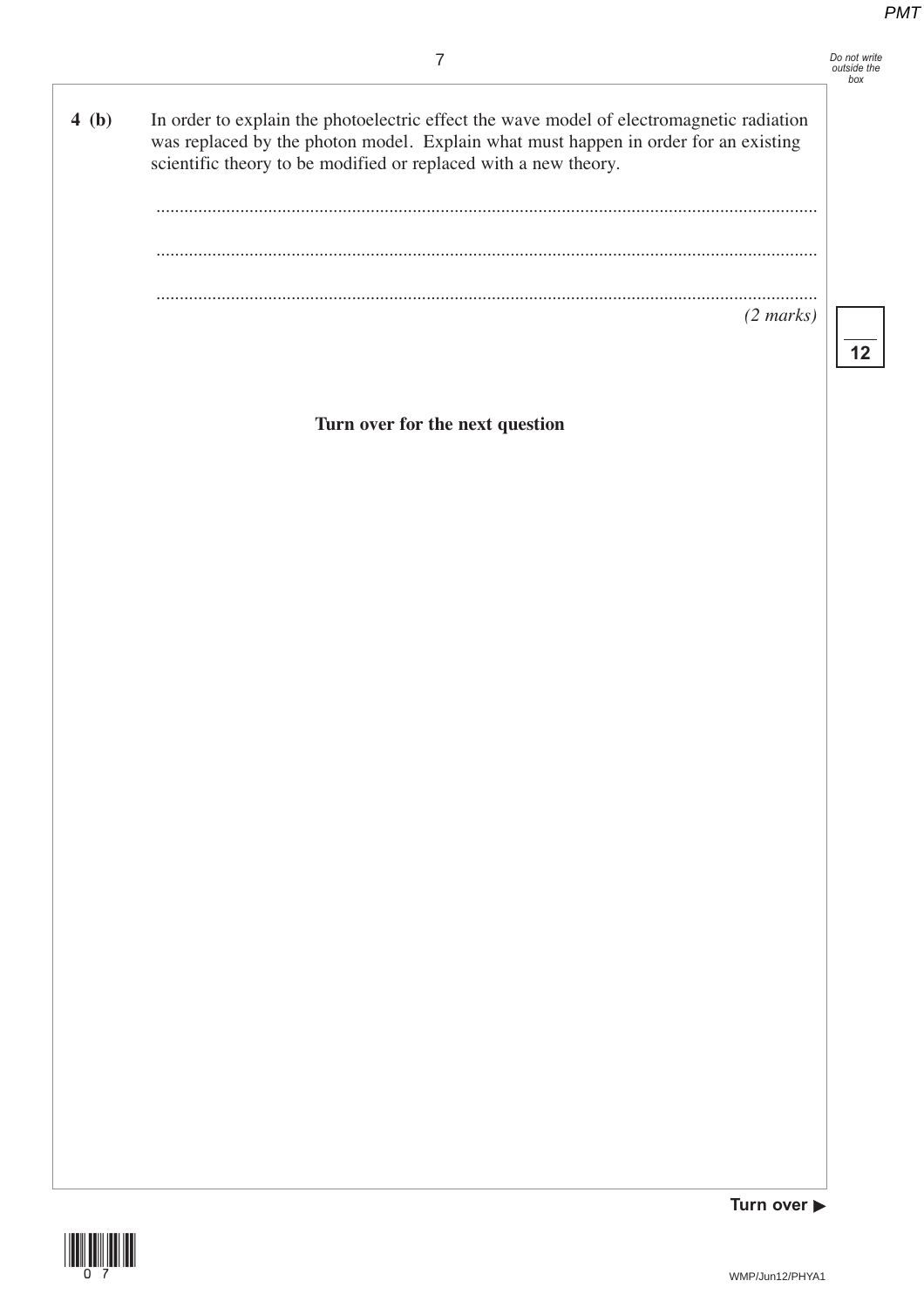**4 (b)** In order to explain the photoelectric effect the wave model of electromagnetic radiation was replaced by the photon model. Explain what must happen in order for an existing scientific theory to be modified or replaced with a new theory.

.............................................................................................................................................

.............................................................................................................................................

.............................................................................................................................................

*(2 marks)*

**Turn over for the next question**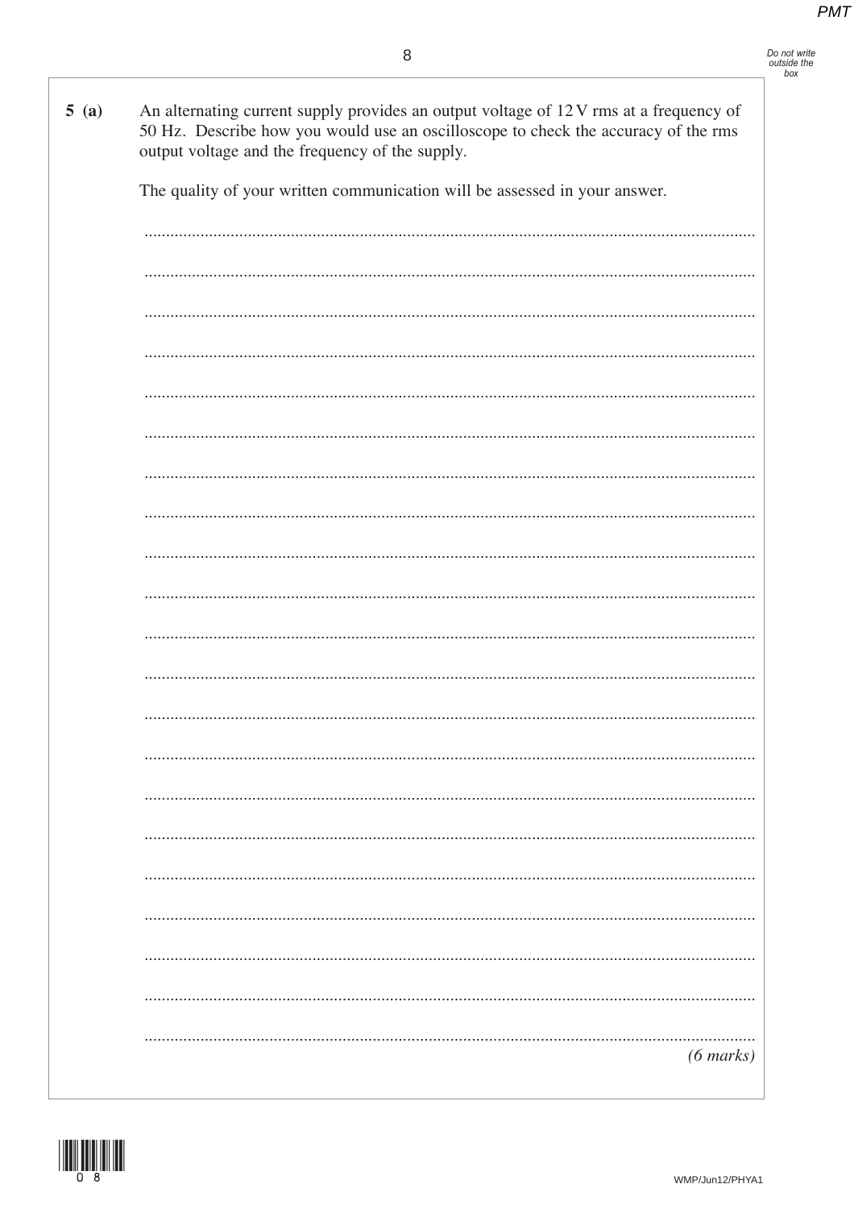**5 (a)** An alternating current supply provides an output voltage of 12 V rms at a frequency of 50 Hz. Describe how you would use an oscilloscope to check the accuracy of the rms output voltage and the frequency of the supply.

The quality of your written communication will be assessed in your answer.

*(6 marks)*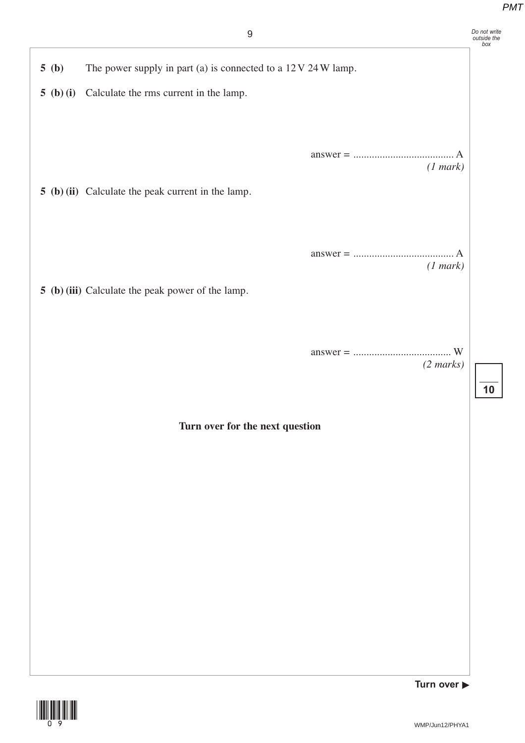**5 (b)** The power supply in part (a) is connected to a 12 V 24 W lamp.

**5 (b) (i)** Calculate the rms current in the lamp.

answer = ...................................... A
*(1 mark)*

**5 (b) (ii)** Calculate the peak current in the lamp.

answer = ...................................... A
*(1 mark)*

**5 (b) (iii)** Calculate the peak power of the lamp.

answer = ..................................... W
*(2 marks)*

**Turn over for the next question**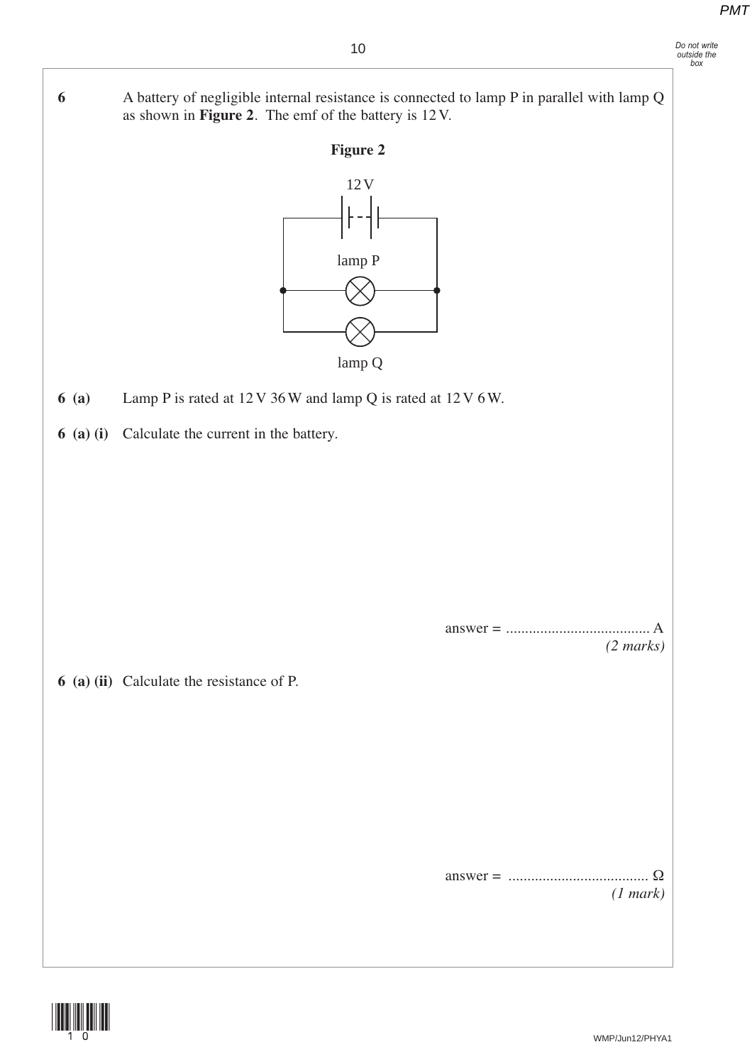**6** A battery of negligible internal resistance is connected to lamp P in parallel with lamp Q as shown in **Figure 2**. The emf of the battery is 12 V.

**Figure 2**

12 V

lamp P

lamp Q

**6 (a)** Lamp P is rated at 12 V 36 W and lamp Q is rated at 12 V 6 W.

**6 (a) (i)** Calculate the current in the battery.

answer = ...................................... A
*(2 marks)*

**6 (a) (ii)** Calculate the resistance of P.

answer = ..................................... Ω
*(1 mark)*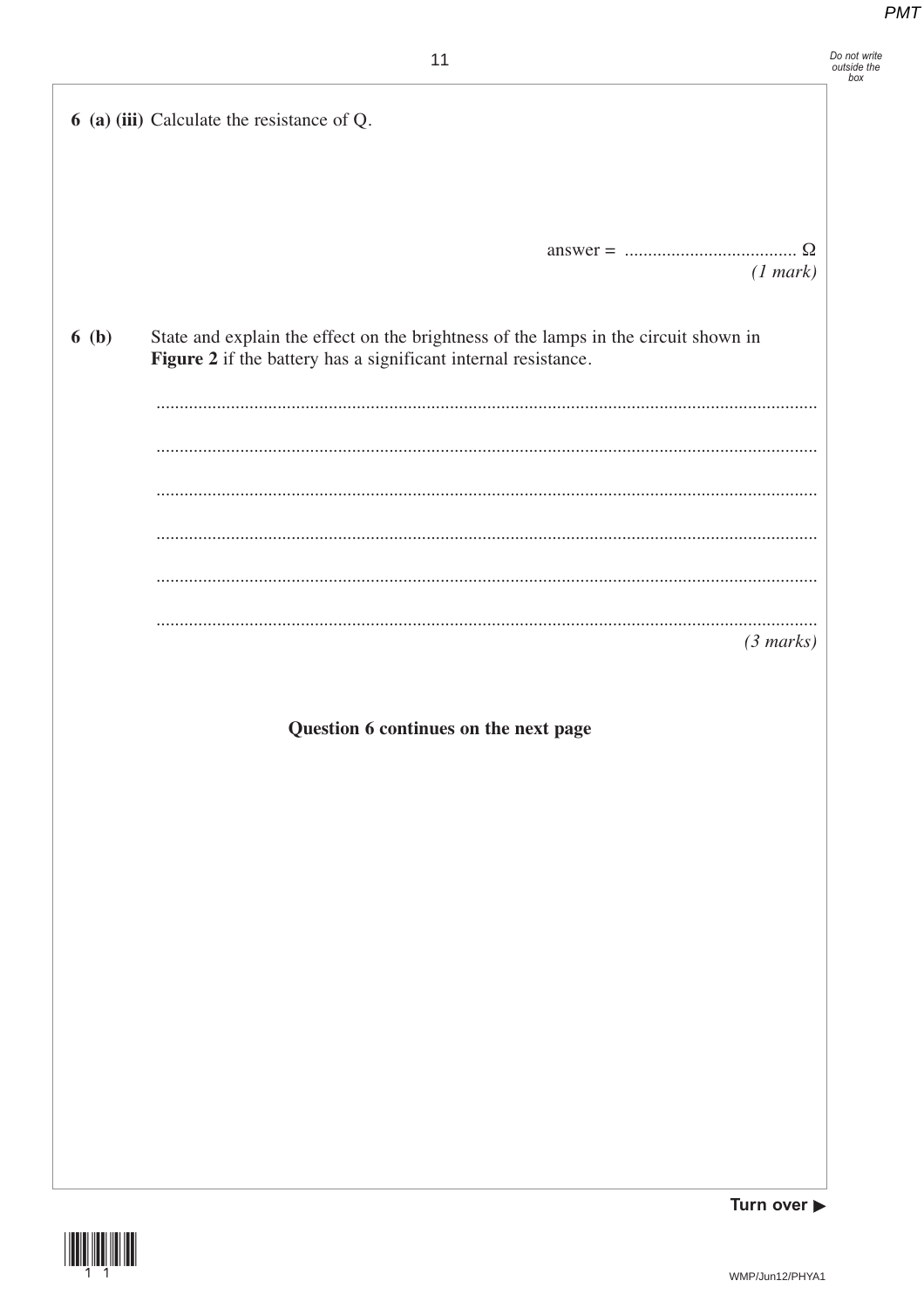**6 (a) (iii)** Calculate the resistance of Q.

answer = ..................................... Ω
*(1 mark)*

**6 (b)** State and explain the effect on the brightness of the lamps in the circuit shown in **Figure 2** if the battery has a significant internal resistance.

.............................................................................................................................................

.............................................................................................................................................

.............................................................................................................................................

.............................................................................................................................................

.............................................................................................................................................

.............................................................................................................................................
*(3 marks)*

**Question 6 continues on the next page**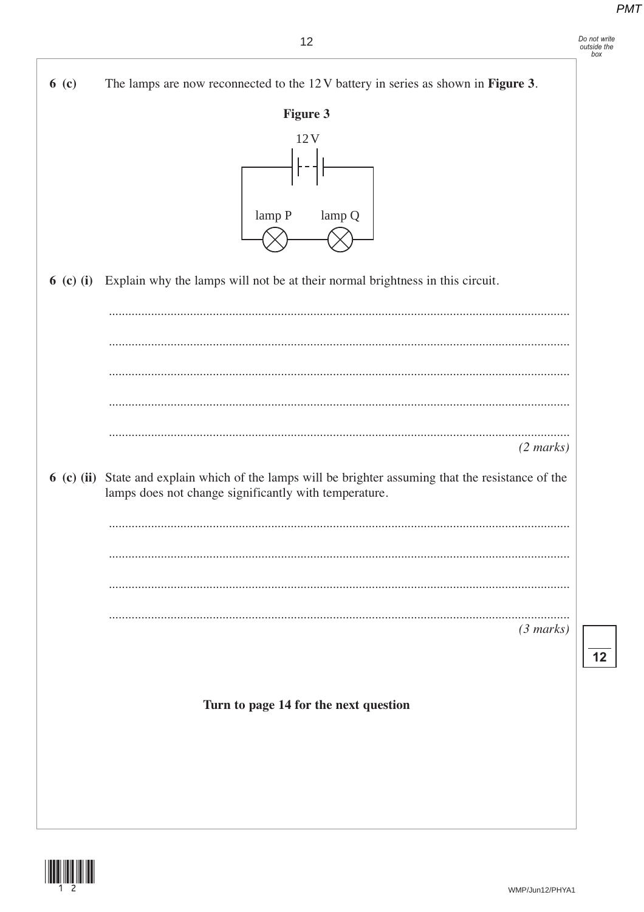**6 (c)** The lamps are now reconnected to the 12 V battery in series as shown in **Figure 3**.

**Figure 3**

12 V

lamp P lamp Q

**6 (c) (i)** Explain why the lamps will not be at their normal brightness in this circuit.

.............................................................................................................................................

.............................................................................................................................................

.............................................................................................................................................

.............................................................................................................................................

.............................................................................................................................................

*(2 marks)*

**6 (c) (ii)** State and explain which of the lamps will be brighter assuming that the resistance of the lamps does not change significantly with temperature.

.............................................................................................................................................

.............................................................................................................................................

.............................................................................................................................................

.............................................................................................................................................

*(3 marks)*

**Turn to page 14 for the next question**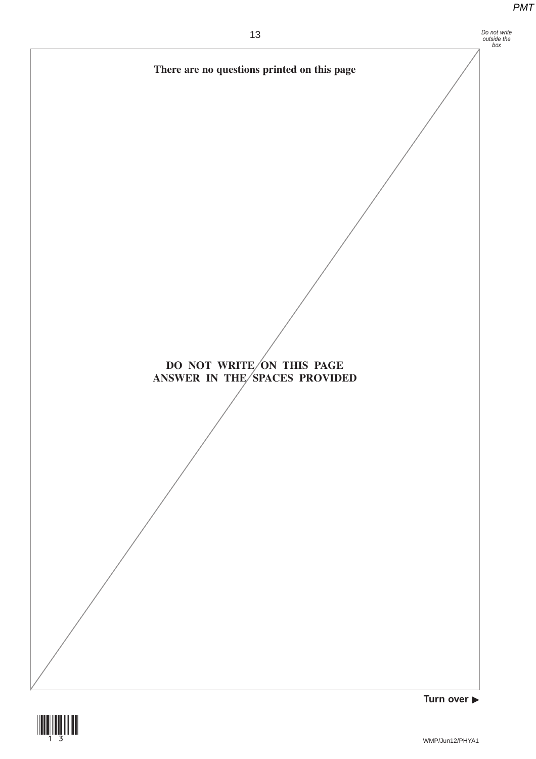**There are no questions printed on this page**

**DO NOT WRITE ON THIS PAGE**
**ANSWER IN THE SPACES PROVIDED**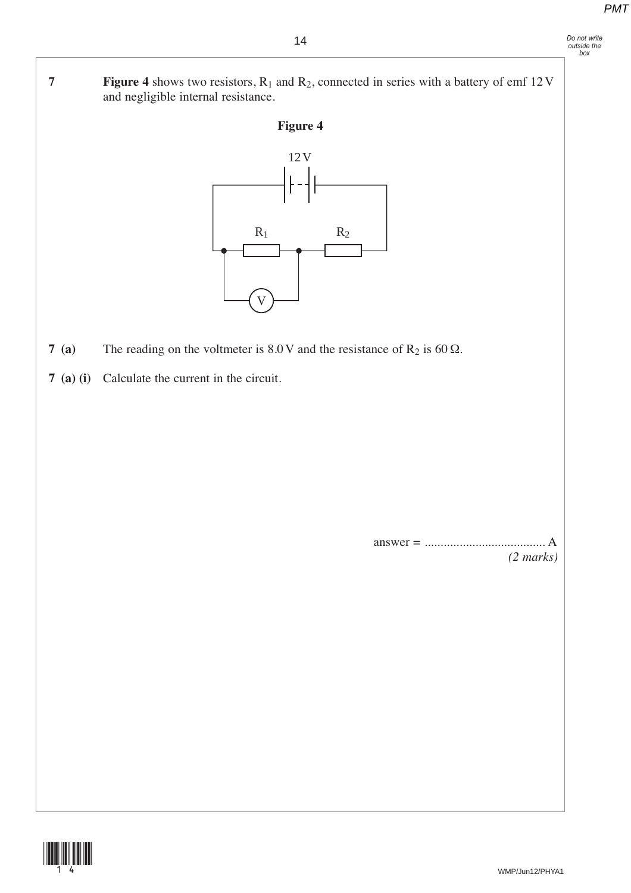**7** **Figure 4** shows two resistors, $R_1$ and $R_2$, connected in series with a battery of emf 12 V and negligible internal resistance.

**Figure 4**

**7 (a)** The reading on the voltmeter is 8.0 V and the resistance of $R_2$ is 60 Ω.

**7 (a) (i)** Calculate the current in the circuit.

answer = ...................................... A
*(2 marks)*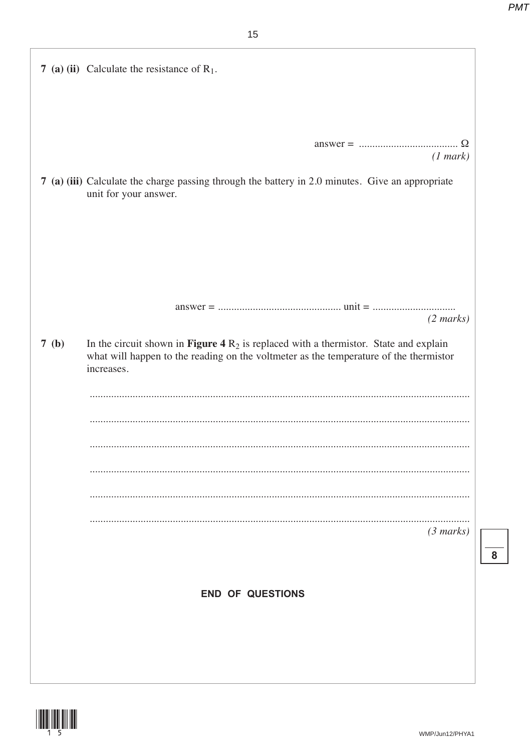**7 (a) (ii)** Calculate the resistance of $R_1$.

answer = .................................... Ω
*(1 mark)*

**7 (a) (iii)** Calculate the charge passing through the battery in 2.0 minutes. Give an appropriate unit for your answer.

answer = ............................................. unit = ..............................
*(2 marks)*

**7 (b)** In the circuit shown in **Figure 4** $R_2$ is replaced with a thermistor. State and explain what will happen to the reading on the voltmeter as the temperature of the thermistor increases.

...........................................................................................................................................

...........................................................................................................................................

...........................................................................................................................................

...........................................................................................................................................

...........................................................................................................................................

...........................................................................................................................................
*(3 marks)*

**END OF QUESTIONS**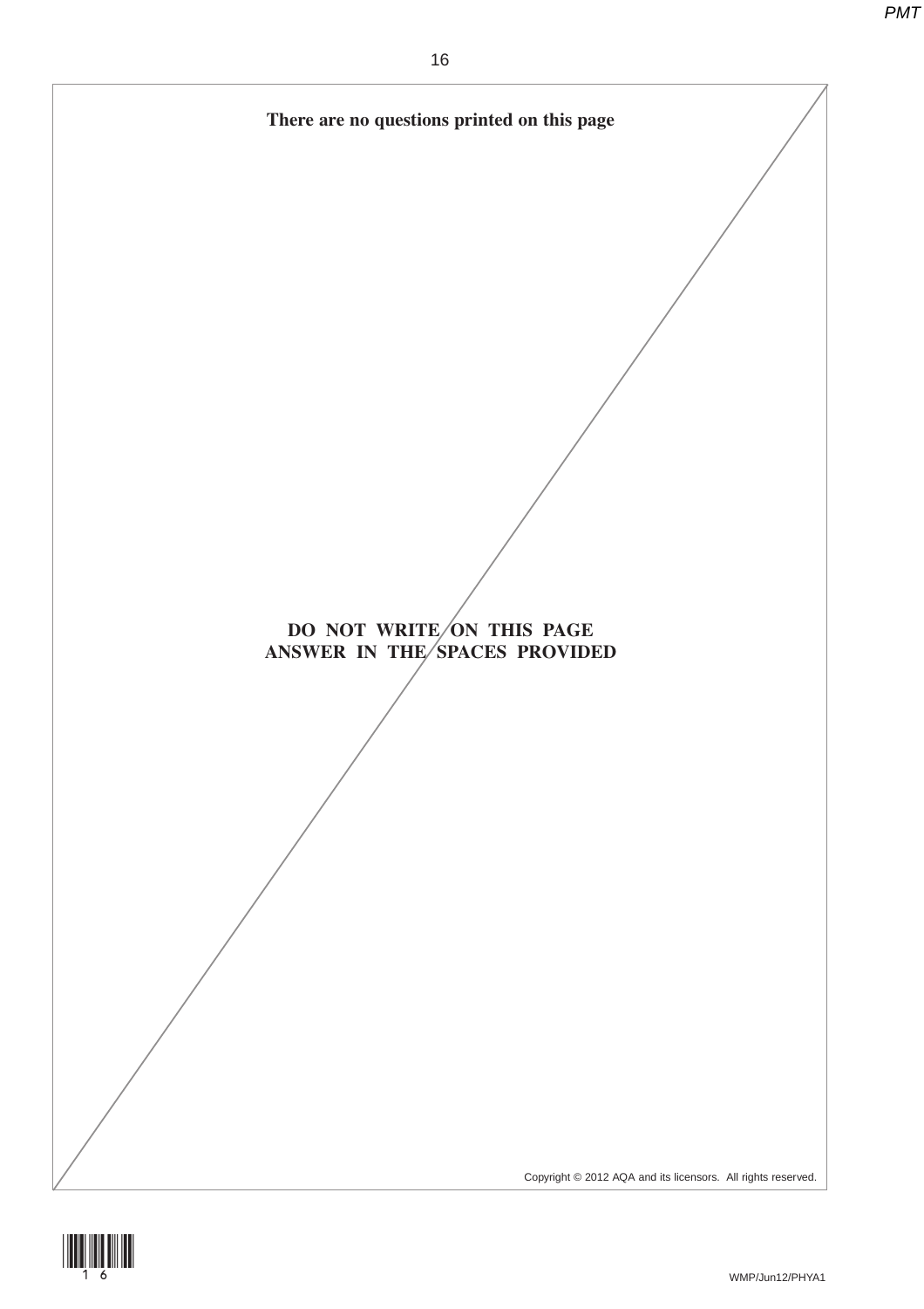**There are no questions printed on this page**

**DO NOT WRITE ON THIS PAGE**
**ANSWER IN THE SPACES PROVIDED**

Copyright © 2012 AQA and its licensors. All rights reserved.